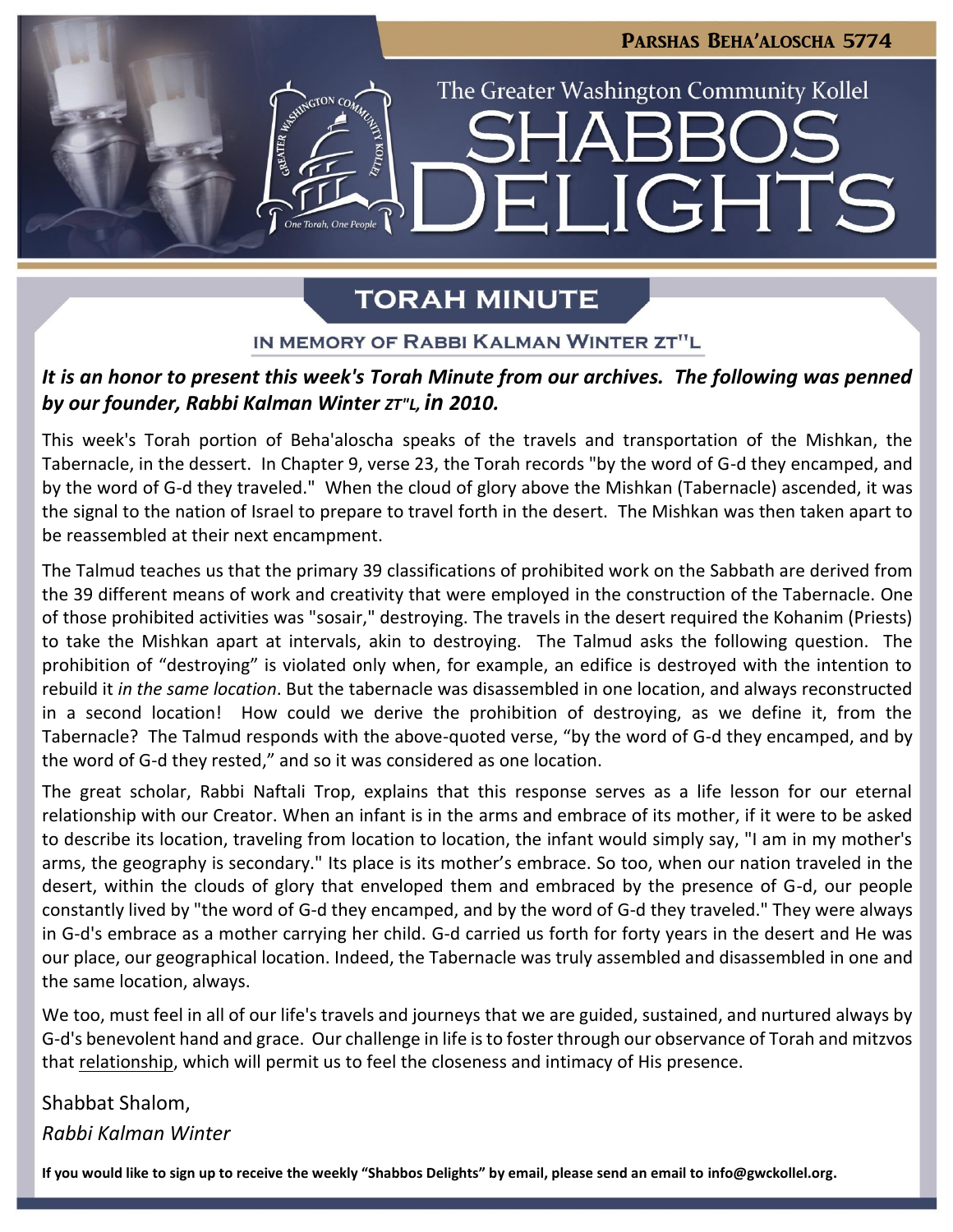PARSHAS BEHA'ALOSCHA 5774

The Greater Washington Community Kollel

# SHABBOS DELIGHTS

## TORAH MINUTE

### IN MEMORY OF RABBI KALMAN WINTER ZT"L

***It is an honor to present this week's Torah Minute from our archives. The following was penned by our founder, Rabbi Kalman Winter ZT"L, in 2010.***

This week's Torah portion of Beha'aloscha speaks of the travels and transportation of the Mishkan, the Tabernacle, in the dessert. In Chapter 9, verse 23, the Torah records "by the word of G-d they encamped, and by the word of G-d they traveled." When the cloud of glory above the Mishkan (Tabernacle) ascended, it was the signal to the nation of Israel to prepare to travel forth in the desert. The Mishkan was then taken apart to be reassembled at their next encampment.

The Talmud teaches us that the primary 39 classifications of prohibited work on the Sabbath are derived from the 39 different means of work and creativity that were employed in the construction of the Tabernacle. One of those prohibited activities was "sosair," destroying. The travels in the desert required the Kohanim (Priests) to take the Mishkan apart at intervals, akin to destroying. The Talmud asks the following question. The prohibition of "destroying" is violated only when, for example, an edifice is destroyed with the intention to rebuild it *in the same location*. But the tabernacle was disassembled in one location, and always reconstructed in a second location! How could we derive the prohibition of destroying, as we define it, from the Tabernacle? The Talmud responds with the above-quoted verse, "by the word of G-d they encamped, and by the word of G-d they rested," and so it was considered as one location.

The great scholar, Rabbi Naftali Trop, explains that this response serves as a life lesson for our eternal relationship with our Creator. When an infant is in the arms and embrace of its mother, if it were to be asked to describe its location, traveling from location to location, the infant would simply say, "I am in my mother's arms, the geography is secondary." Its place is its mother's embrace. So too, when our nation traveled in the desert, within the clouds of glory that enveloped them and embraced by the presence of G-d, our people constantly lived by "the word of G-d they encamped, and by the word of G-d they traveled." They were always in G-d's embrace as a mother carrying her child. G-d carried us forth for forty years in the desert and He was our place, our geographical location. Indeed, the Tabernacle was truly assembled and disassembled in one and the same location, always.

We too, must feel in all of our life's travels and journeys that we are guided, sustained, and nurtured always by G-d's benevolent hand and grace. Our challenge in life is to foster through our observance of Torah and mitzvos that relationship, which will permit us to feel the closeness and intimacy of His presence.

Shabbat Shalom,

*Rabbi Kalman Winter*

**If you would like to sign up to receive the weekly "Shabbos Delights" by email, please send an email to info@gwckollel.org.**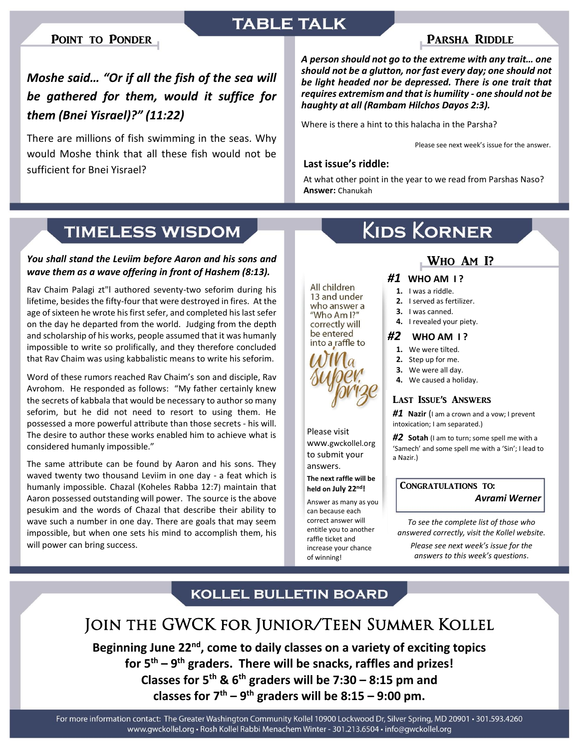# TABLE TALK

## Point to Ponder

***Moshe said… "Or if all the fish of the sea will be gathered for them, would it suffice for them (Bnei Yisrael)?" (11:22)***

There are millions of fish swimming in the seas. Why would Moshe think that all these fish would not be sufficient for Bnei Yisrael?

## Parsha Riddle

***A person should not go to the extreme with any trait… one should not be a glutton, nor fast every day; one should not be light headed nor be depressed. There is one trait that requires extremism and that is humility - one should not be haughty at all (Rambam Hilchos Dayos 2:3).***

Where is there a hint to this halacha in the Parsha?

Please see next week's issue for the answer.

**Last issue's riddle:**

At what other point in the year to we read from Parshas Naso?
**Answer:** Chanukah

# TIMELESS WISDOM

***You shall stand the Leviim before Aaron and his sons and wave them as a wave offering in front of Hashem (8:13).***

Rav Chaim Palagi zt"l authored seventy-two seforim during his lifetime, besides the fifty-four that were destroyed in fires. At the age of sixteen he wrote his first sefer, and completed his last sefer on the day he departed from the world. Judging from the depth and scholarship of his works, people assumed that it was humanly impossible to write so prolifically, and they therefore concluded that Rav Chaim was using kabbalistic means to write his seforim.

Word of these rumors reached Rav Chaim's son and disciple, Rav Avrohom. He responded as follows: "My father certainly knew the secrets of kabbala that would be necessary to author so many seforim, but he did not need to resort to using them. He possessed a more powerful attribute than those secrets - his will. The desire to author these works enabled him to achieve what is considered humanly impossible."

The same attribute can be found by Aaron and his sons. They waved twenty two thousand Leviim in one day - a feat which is humanly impossible. Chazal (Koheles Rabba 12:7) maintain that Aaron possessed outstanding will power. The source is the above pesukim and the words of Chazal that describe their ability to wave such a number in one day. There are goals that may seem impossible, but when one sets his mind to accomplish them, his will power can bring success.

# KIDS KORNER

All children 13 and under who answer a "Who Am I?" correctly will be entered into a raffle to

*win a super prize*

Please visit www.gwckollel.org to submit your answers.

**The next raffle will be held on July 22nd!**

Answer as many as you can because each correct answer will entitle you to another raffle ticket and increase your chance of winning!

## Who Am I?

### #1 WHO AM I ?

1. I was a riddle.
2. I served as fertilizer.
3. I was canned.
4. I revealed your piety.

### #2 WHO AM I ?

1. We were tilted.
2. Step up for me.
3. We were all day.
4. We caused a holiday.

## Last Issue's Answers

**#1 Nazir** (I am a crown and a vow; I prevent intoxication; I am separated.)

**#2 Sotah** (I am to turn; some spell me with a 'Samech' and some spell me with a 'Sin'; I lead to a Nazir.)

**Congratulations to:**
***Avrami Werner***

*To see the complete list of those who answered correctly, visit the Kollel website.*

*Please see next week's issue for the answers to this week's questions.*

# KOLLEL BULLETIN BOARD

## Join the GWCK for Junior/Teen Summer Kollel

**Beginning June 22nd, come to daily classes on a variety of exciting topics for 5th – 9th graders. There will be snacks, raffles and prizes!**
**Classes for 5th & 6th graders will be 7:30 – 8:15 pm and classes for 7th – 9th graders will be 8:15 – 9:00 pm.**

For more information contact: The Greater Washington Community Kollel 10900 Lockwood Dr, Silver Spring, MD 20901 • 301.593.4260
www.gwckollel.org • Rosh Kollel Rabbi Menachem Winter - 301.213.6504 • info@gwckollel.org